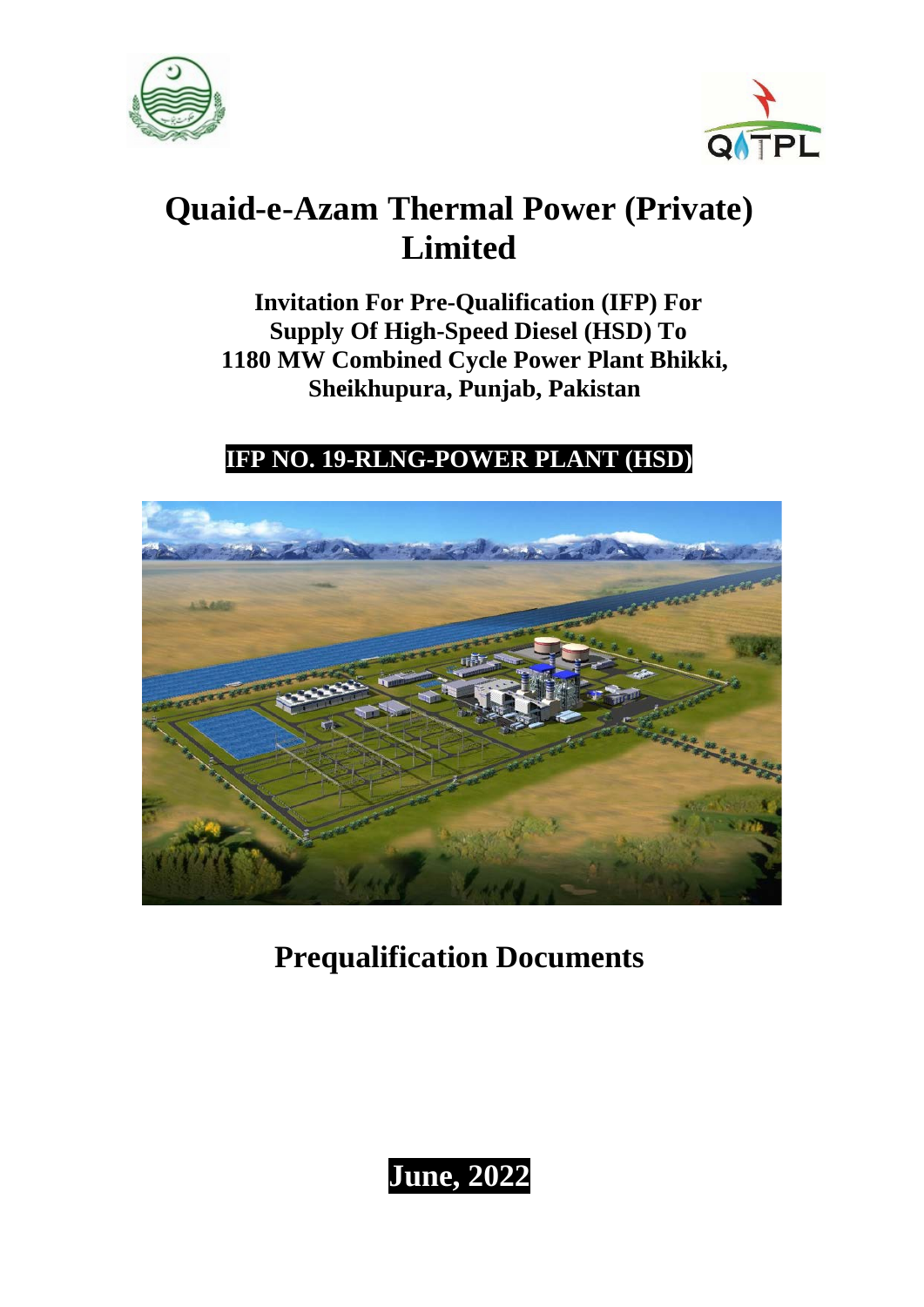# Quaid-e-Azam Thermal Power (Private) Limited

**Invitation For Pre-Qualification (IFP) For Supply Of High-Speed Diesel (HSD) To 1180 MW Combined Cycle Power Plant Bhikki, Sheikhupura, Punjab, Pakistan**

**IFP NO. 19-RLNG-POWER PLANT (HSD)**

## Prequalification Documents

**June, 2022**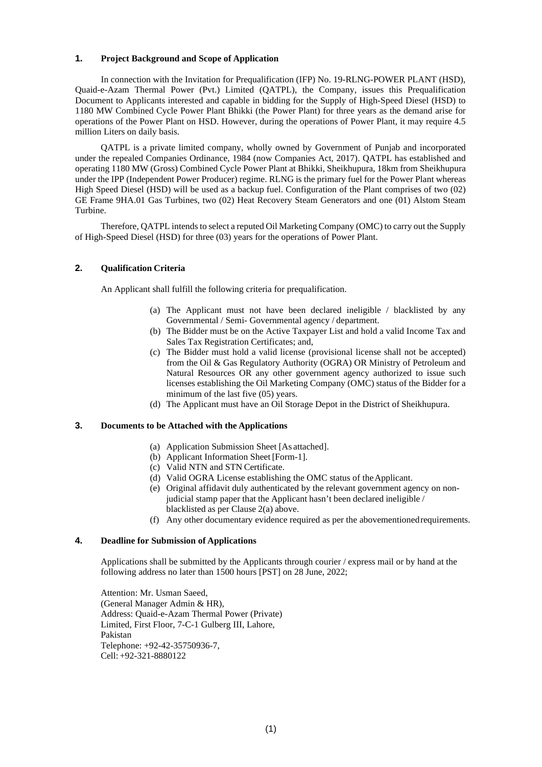## 1. Project Background and Scope of Application

In connection with the Invitation for Prequalification (IFP) No. 19-RLNG-POWER PLANT (HSD), Quaid-e-Azam Thermal Power (Pvt.) Limited (QATPL), the Company, issues this Prequalification Document to Applicants interested and capable in bidding for the Supply of High-Speed Diesel (HSD) to 1180 MW Combined Cycle Power Plant Bhikki (the Power Plant) for three years as the demand arise for operations of the Power Plant on HSD. However, during the operations of Power Plant, it may require 4.5 million Liters on daily basis.

QATPL is a private limited company, wholly owned by Government of Punjab and incorporated under the repealed Companies Ordinance, 1984 (now Companies Act, 2017). QATPL has established and operating 1180 MW (Gross) Combined Cycle Power Plant at Bhikki, Sheikhupura, 18km from Sheikhupura under the IPP (Independent Power Producer) regime. RLNG is the primary fuel for the Power Plant whereas High Speed Diesel (HSD) will be used as a backup fuel. Configuration of the Plant comprises of two (02) GE Frame 9HA.01 Gas Turbines, two (02) Heat Recovery Steam Generators and one (01) Alstom Steam Turbine.

Therefore, QATPL intends to select a reputed Oil Marketing Company (OMC) to carry out the Supply of High-Speed Diesel (HSD) for three (03) years for the operations of Power Plant.

## 2. Qualification Criteria

An Applicant shall fulfill the following criteria for prequalification.

(a) The Applicant must not have been declared ineligible / blacklisted by any Governmental / Semi- Governmental agency / department.
(b) The Bidder must be on the Active Taxpayer List and hold a valid Income Tax and Sales Tax Registration Certificates; and,
(c) The Bidder must hold a valid license (provisional license shall not be accepted) from the Oil & Gas Regulatory Authority (OGRA) OR Ministry of Petroleum and Natural Resources OR any other government agency authorized to issue such licenses establishing the Oil Marketing Company (OMC) status of the Bidder for a minimum of the last five (05) years.
(d) The Applicant must have an Oil Storage Depot in the District of Sheikhupura.

## 3. Documents to be Attached with the Applications

(a) Application Submission Sheet [As attached].
(b) Applicant Information Sheet [Form-1].
(c) Valid NTN and STN Certificate.
(d) Valid OGRA License establishing the OMC status of the Applicant.
(e) Original affidavit duly authenticated by the relevant government agency on non-judicial stamp paper that the Applicant hasn't been declared ineligible / blacklisted as per Clause 2(a) above.
(f) Any other documentary evidence required as per the abovementioned requirements.

## 4. Deadline for Submission of Applications

Applications shall be submitted by the Applicants through courier / express mail or by hand at the following address no later than 1500 hours [PST] on 28 June, 2022;

Attention: Mr. Usman Saeed,
(General Manager Admin & HR),
Address: Quaid-e-Azam Thermal Power (Private) Limited, First Floor, 7-C-1 Gulberg III, Lahore, Pakistan
Telephone: +92-42-35750936-7,
Cell: +92-321-8880122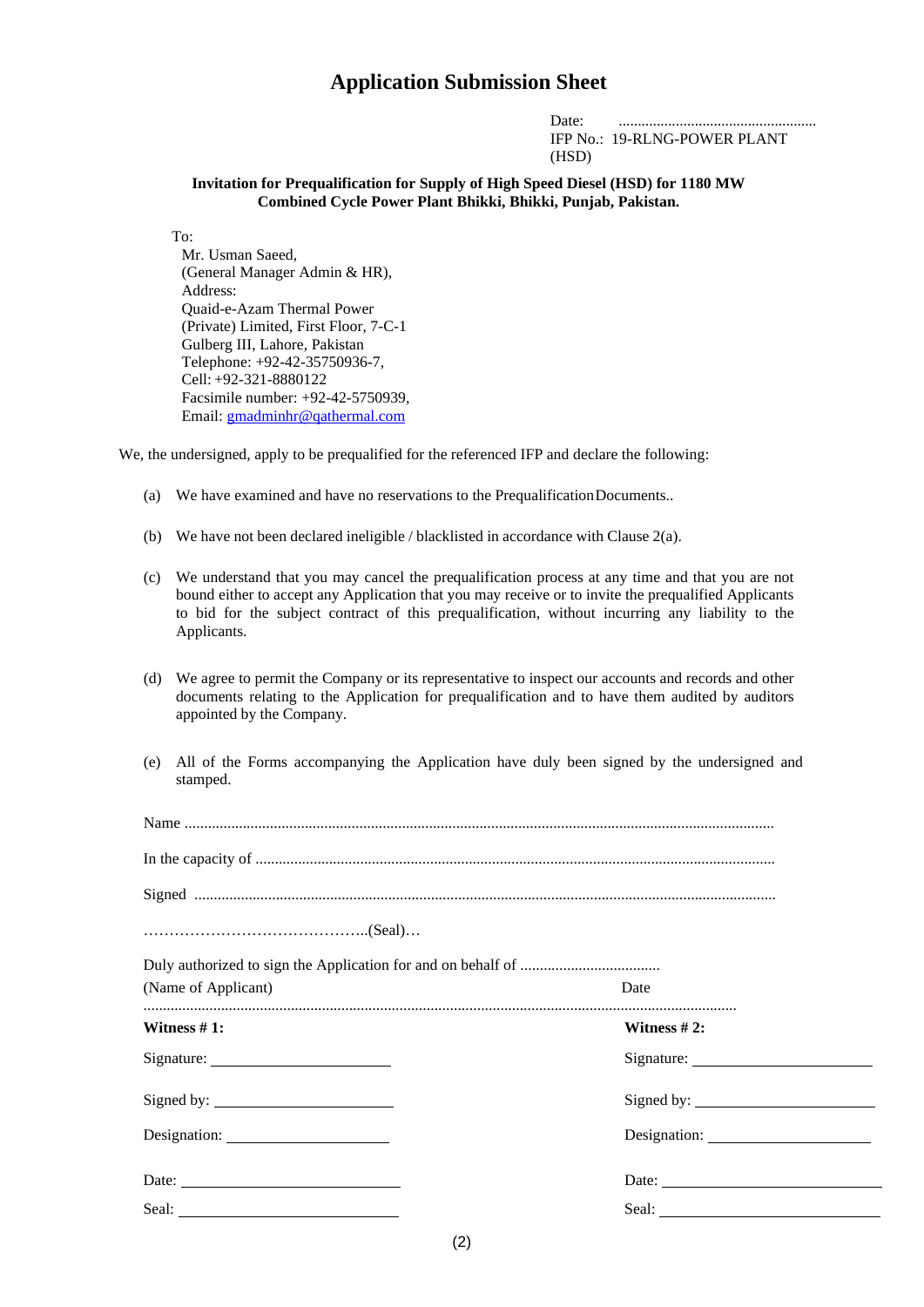# Application Submission Sheet

Date: ....................................................
IFP No.: 19-RLNG-POWER PLANT (HSD)

**Invitation for Prequalification for Supply of High Speed Diesel (HSD) for 1180 MW Combined Cycle Power Plant Bhikki, Bhikki, Punjab, Pakistan.**

To:
Mr. Usman Saeed,
(General Manager Admin & HR),
Address:
Quaid-e-Azam Thermal Power (Private) Limited, First Floor, 7-C-1 Gulberg III, Lahore, Pakistan
Telephone: +92-42-35750936-7,
Cell: +92-321-8880122
Facsimile number: +92-42-5750939,
Email: gmadminhr@qathermal.com

We, the undersigned, apply to be prequalified for the referenced IFP and declare the following:

(a) We have examined and have no reservations to the Prequalification Documents..

(b) We have not been declared ineligible / blacklisted in accordance with Clause 2(a).

(c) We understand that you may cancel the prequalification process at any time and that you are not bound either to accept any Application that you may receive or to invite the prequalified Applicants to bid for the subject contract of this prequalification, without incurring any liability to the Applicants.

(d) We agree to permit the Company or its representative to inspect our accounts and records and other documents relating to the Application for prequalification and to have them audited by auditors appointed by the Company.

(e) All of the Forms accompanying the Application have duly been signed by the undersigned and stamped.

Name ..........................................................................................................................................

In the capacity of ........................................................................................................................

Signed ........................................................................................................................................

……………………………………..(Seal)…

Duly authorized to sign the Application for and on behalf of ....................................
(Name of Applicant) Date

.........................................................................................................................................

| **Witness # 1:** | **Witness # 2:** |
|---|---|
| Signature: ______________________ | Signature: ______________________ |
| Signed by: ______________________ | Signed by: ______________________ |
| Designation: ____________________ | Designation: ____________________ |
| Date: __________________________ | Date: __________________________ |
| Seal: __________________________ | Seal: __________________________ |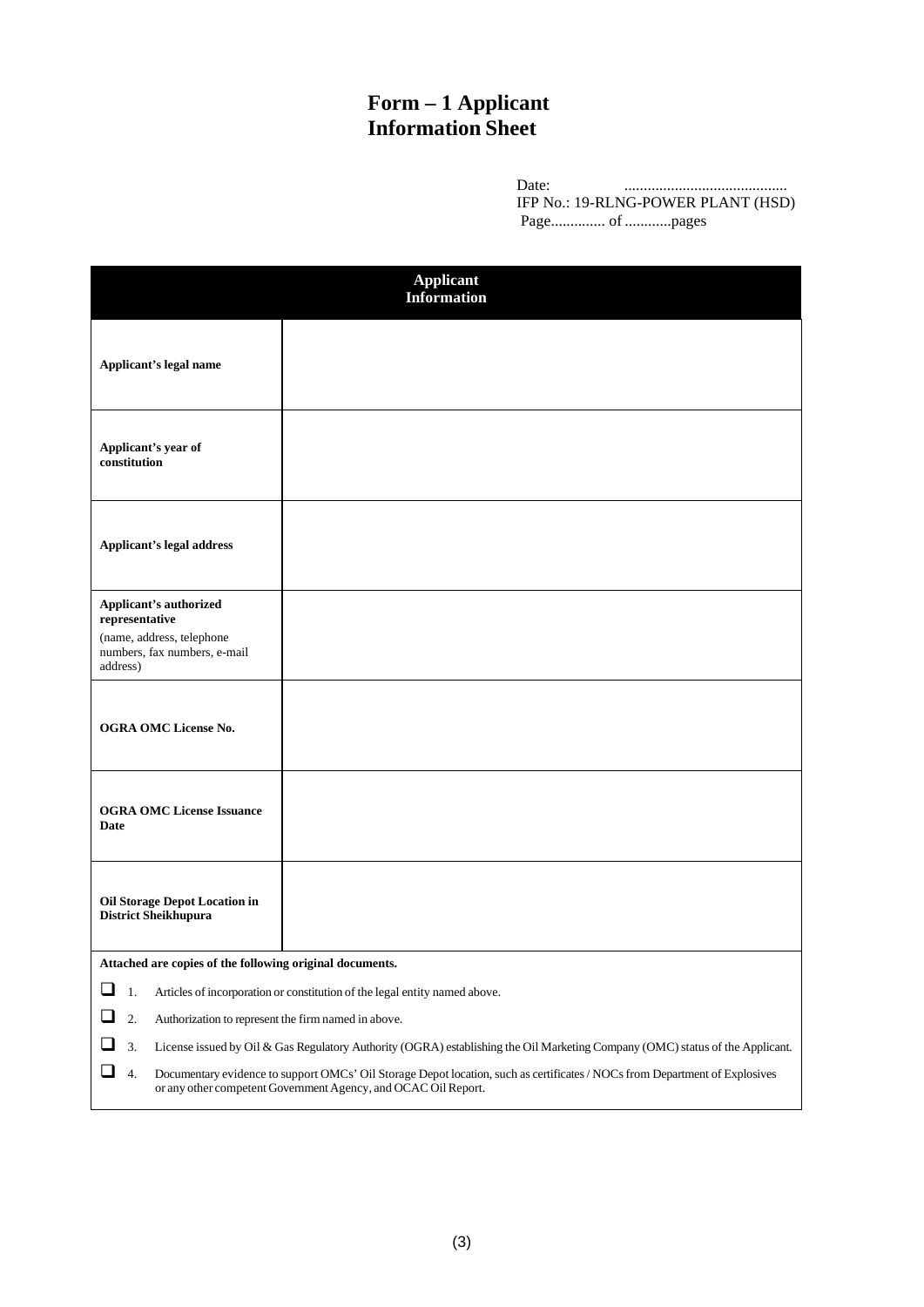# Form – 1 Applicant Information Sheet

Date: ..........................................
IFP No.: 19-RLNG-POWER PLANT (HSD)
Page.............. of ............pages

| Applicant Information | |
|---|---|
| **Applicant's legal name** | |
| **Applicant's year of constitution** | |
| **Applicant's legal address** | |
| **Applicant's authorized representative** (name, address, telephone numbers, fax numbers, e-mail address) | |
| **OGRA OMC License No.** | |
| **OGRA OMC License Issuance Date** | |
| **Oil Storage Depot Location in District Sheikhupura** | |

**Attached are copies of the following original documents.**

- ☐ 1. Articles of incorporation or constitution of the legal entity named above.
- ☐ 2. Authorization to represent the firm named in above.
- ☐ 3. License issued by Oil & Gas Regulatory Authority (OGRA) establishing the Oil Marketing Company (OMC) status of the Applicant.
- ☐ 4. Documentary evidence to support OMCs' Oil Storage Depot location, such as certificates / NOCs from Department of Explosives or any other competent Government Agency, and OCAC Oil Report.